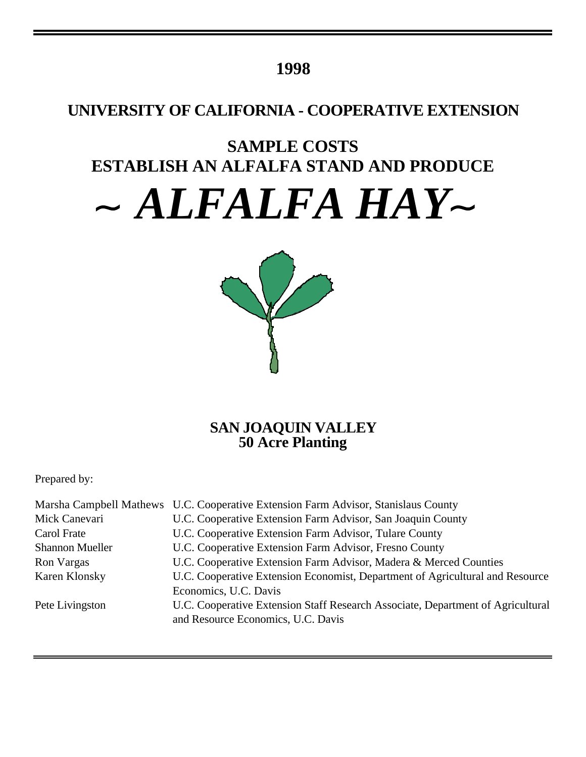# 1998

## UNIVERSITY OF CALIFORNIA - COOPERATIVE EXTENSION

## SAMPLE COSTS
## ESTABLISH AN ALFALFA STAND AND PRODUCE

# *~ ALFALFA HAY~*

### SAN JOAQUIN VALLEY
### 50 Acre Planting

Prepared by:

| | |
|---|---|
| Marsha Campbell Mathews | U.C. Cooperative Extension Farm Advisor, Stanislaus County |
| Mick Canevari | U.C. Cooperative Extension Farm Advisor, San Joaquin County |
| Carol Frate | U.C. Cooperative Extension Farm Advisor, Tulare County |
| Shannon Mueller | U.C. Cooperative Extension Farm Advisor, Fresno County |
| Ron Vargas | U.C. Cooperative Extension Farm Advisor, Madera & Merced Counties |
| Karen Klonsky | U.C. Cooperative Extension Economist, Department of Agricultural and Resource Economics, U.C. Davis |
| Pete Livingston | U.C. Cooperative Extension Staff Research Associate, Department of Agricultural and Resource Economics, U.C. Davis |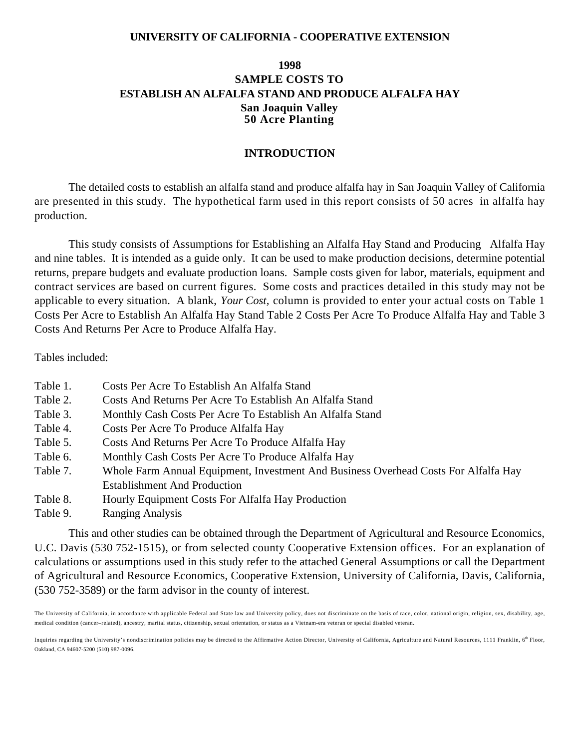**UNIVERSITY OF CALIFORNIA - COOPERATIVE EXTENSION**

# 1998
# SAMPLE COSTS TO
# ESTABLISH AN ALFALFA STAND AND PRODUCE ALFALFA HAY
## San Joaquin Valley
## 50 Acre Planting

## INTRODUCTION

The detailed costs to establish an alfalfa stand and produce alfalfa hay in San Joaquin Valley of California are presented in this study. The hypothetical farm used in this report consists of 50 acres in alfalfa hay production.

This study consists of Assumptions for Establishing an Alfalfa Hay Stand and Producing Alfalfa Hay and nine tables. It is intended as a guide only. It can be used to make production decisions, determine potential returns, prepare budgets and evaluate production loans. Sample costs given for labor, materials, equipment and contract services are based on current figures. Some costs and practices detailed in this study may not be applicable to every situation. A blank, *Your Cost*, column is provided to enter your actual costs on Table 1 Costs Per Acre to Establish An Alfalfa Hay Stand Table 2 Costs Per Acre To Produce Alfalfa Hay and Table 3 Costs And Returns Per Acre to Produce Alfalfa Hay.

Tables included:

- Table 1. Costs Per Acre To Establish An Alfalfa Stand
- Table 2. Costs And Returns Per Acre To Establish An Alfalfa Stand
- Table 3. Monthly Cash Costs Per Acre To Establish An Alfalfa Stand
- Table 4. Costs Per Acre To Produce Alfalfa Hay
- Table 5. Costs And Returns Per Acre To Produce Alfalfa Hay
- Table 6. Monthly Cash Costs Per Acre To Produce Alfalfa Hay
- Table 7. Whole Farm Annual Equipment, Investment And Business Overhead Costs For Alfalfa Hay Establishment And Production
- Table 8. Hourly Equipment Costs For Alfalfa Hay Production
- Table 9. Ranging Analysis

This and other studies can be obtained through the Department of Agricultural and Resource Economics, U.C. Davis (530 752-1515), or from selected county Cooperative Extension offices. For an explanation of calculations or assumptions used in this study refer to the attached General Assumptions or call the Department of Agricultural and Resource Economics, Cooperative Extension, University of California, Davis, California, (530 752-3589) or the farm advisor in the county of interest.

The University of California, in accordance with applicable Federal and State law and University policy, does not discriminate on the basis of race, color, national origin, religion, sex, disability, age, medical condition (cancer–related), ancestry, marital status, citizenship, sexual orientation, or status as a Vietnam-era veteran or special disabled veteran.

Inquiries regarding the University's nondiscrimination policies may be directed to the Affirmative Action Director, University of California, Agriculture and Natural Resources, 1111 Franklin, 6th Floor, Oakland, CA 94607-5200 (510) 987-0096.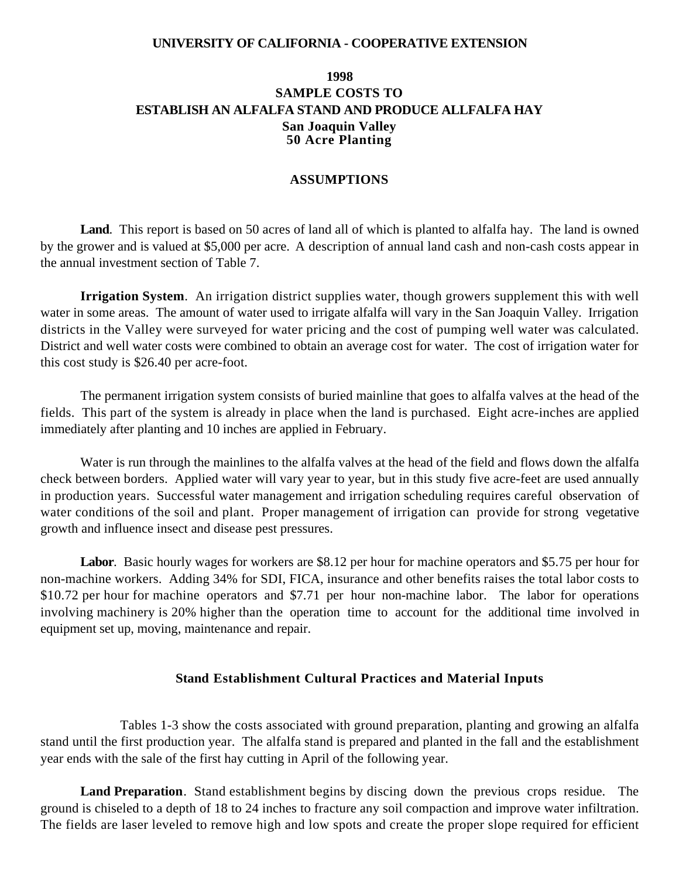**UNIVERSITY OF CALIFORNIA - COOPERATIVE EXTENSION**

# 1998
# SAMPLE COSTS TO
# ESTABLISH AN ALFALFA STAND AND PRODUCE ALLFALFA HAY
## San Joaquin Valley
## 50 Acre Planting

## ASSUMPTIONS

**Land**. This report is based on 50 acres of land all of which is planted to alfalfa hay. The land is owned by the grower and is valued at $5,000 per acre. A description of annual land cash and non-cash costs appear in the annual investment section of Table 7.

**Irrigation System**. An irrigation district supplies water, though growers supplement this with well water in some areas. The amount of water used to irrigate alfalfa will vary in the San Joaquin Valley. Irrigation districts in the Valley were surveyed for water pricing and the cost of pumping well water was calculated. District and well water costs were combined to obtain an average cost for water. The cost of irrigation water for this cost study is $26.40 per acre-foot.

The permanent irrigation system consists of buried mainline that goes to alfalfa valves at the head of the fields. This part of the system is already in place when the land is purchased. Eight acre-inches are applied immediately after planting and 10 inches are applied in February.

Water is run through the mainlines to the alfalfa valves at the head of the field and flows down the alfalfa check between borders. Applied water will vary year to year, but in this study five acre-feet are used annually in production years. Successful water management and irrigation scheduling requires careful observation of water conditions of the soil and plant. Proper management of irrigation can provide for strong vegetative growth and influence insect and disease pest pressures.

**Labor**. Basic hourly wages for workers are $8.12 per hour for machine operators and $5.75 per hour for non-machine workers. Adding 34% for SDI, FICA, insurance and other benefits raises the total labor costs to $10.72 per hour for machine operators and $7.71 per hour non-machine labor. The labor for operations involving machinery is 20% higher than the operation time to account for the additional time involved in equipment set up, moving, maintenance and repair.

### Stand Establishment Cultural Practices and Material Inputs

Tables 1-3 show the costs associated with ground preparation, planting and growing an alfalfa stand until the first production year. The alfalfa stand is prepared and planted in the fall and the establishment year ends with the sale of the first hay cutting in April of the following year.

**Land Preparation**. Stand establishment begins by discing down the previous crops residue. The ground is chiseled to a depth of 18 to 24 inches to fracture any soil compaction and improve water infiltration. The fields are laser leveled to remove high and low spots and create the proper slope required for efficient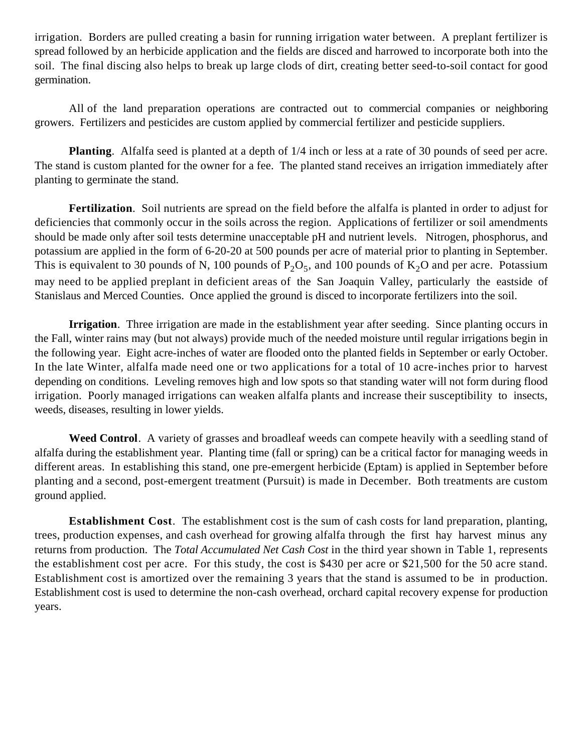irrigation. Borders are pulled creating a basin for running irrigation water between. A preplant fertilizer is spread followed by an herbicide application and the fields are disced and harrowed to incorporate both into the soil. The final discing also helps to break up large clods of dirt, creating better seed-to-soil contact for good germination.

All of the land preparation operations are contracted out to commercial companies or neighboring growers. Fertilizers and pesticides are custom applied by commercial fertilizer and pesticide suppliers.

**Planting**. Alfalfa seed is planted at a depth of 1/4 inch or less at a rate of 30 pounds of seed per acre. The stand is custom planted for the owner for a fee. The planted stand receives an irrigation immediately after planting to germinate the stand.

**Fertilization**. Soil nutrients are spread on the field before the alfalfa is planted in order to adjust for deficiencies that commonly occur in the soils across the region. Applications of fertilizer or soil amendments should be made only after soil tests determine unacceptable pH and nutrient levels. Nitrogen, phosphorus, and potassium are applied in the form of 6-20-20 at 500 pounds per acre of material prior to planting in September. This is equivalent to 30 pounds of N, 100 pounds of $P_2O_5$, and 100 pounds of $K_2O$ and per acre. Potassium may need to be applied preplant in deficient areas of the San Joaquin Valley, particularly the eastside of Stanislaus and Merced Counties. Once applied the ground is disced to incorporate fertilizers into the soil.

**Irrigation**. Three irrigation are made in the establishment year after seeding. Since planting occurs in the Fall, winter rains may (but not always) provide much of the needed moisture until regular irrigations begin in the following year. Eight acre-inches of water are flooded onto the planted fields in September or early October. In the late Winter, alfalfa made need one or two applications for a total of 10 acre-inches prior to harvest depending on conditions. Leveling removes high and low spots so that standing water will not form during flood irrigation. Poorly managed irrigations can weaken alfalfa plants and increase their susceptibility to insects, weeds, diseases, resulting in lower yields.

**Weed Control**. A variety of grasses and broadleaf weeds can compete heavily with a seedling stand of alfalfa during the establishment year. Planting time (fall or spring) can be a critical factor for managing weeds in different areas. In establishing this stand, one pre-emergent herbicide (Eptam) is applied in September before planting and a second, post-emergent treatment (Pursuit) is made in December. Both treatments are custom ground applied.

**Establishment Cost**. The establishment cost is the sum of cash costs for land preparation, planting, trees, production expenses, and cash overhead for growing alfalfa through the first hay harvest minus any returns from production. The *Total Accumulated Net Cash Cost* in the third year shown in Table 1, represents the establishment cost per acre. For this study, the cost is $430 per acre or $21,500 for the 50 acre stand. Establishment cost is amortized over the remaining 3 years that the stand is assumed to be in production. Establishment cost is used to determine the non-cash overhead, orchard capital recovery expense for production years.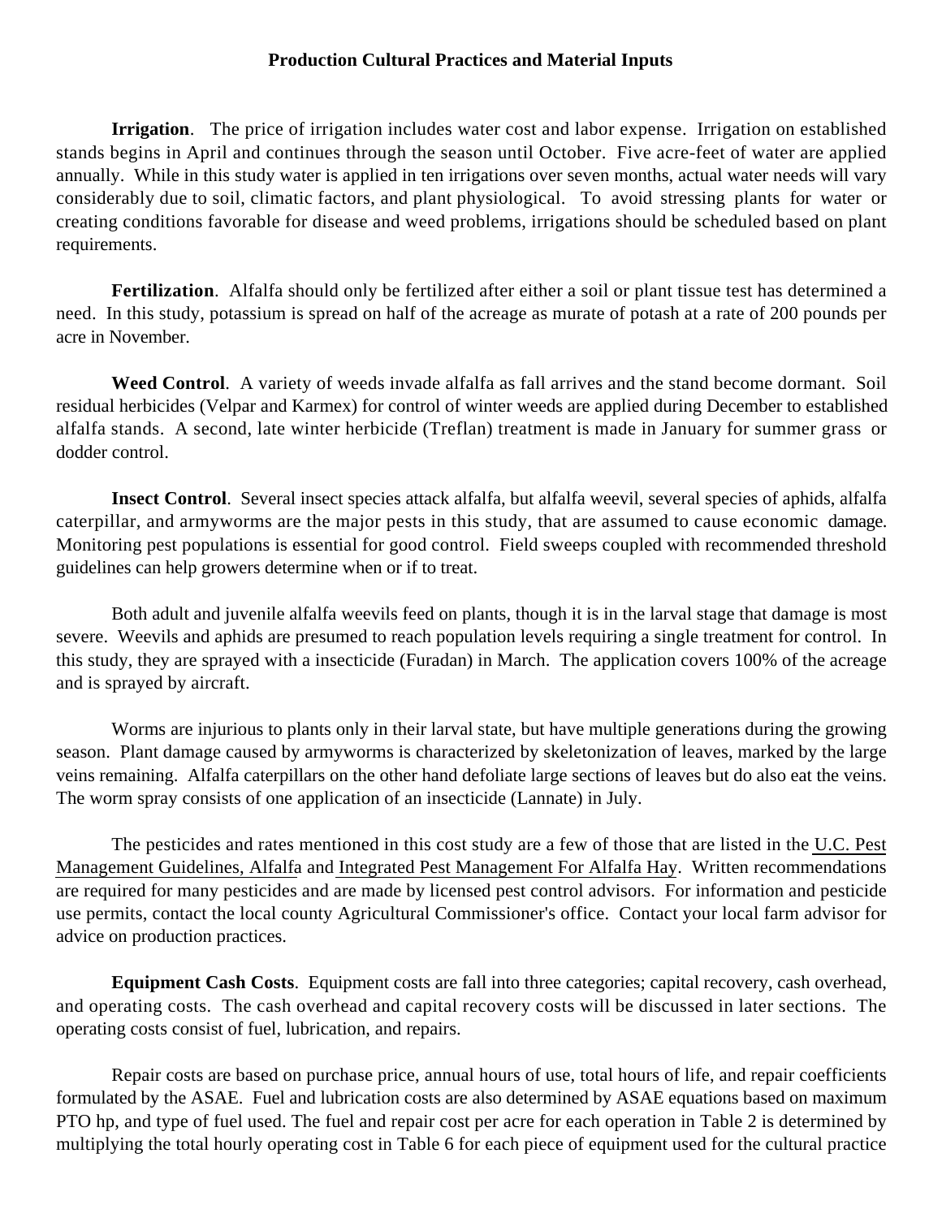## Production Cultural Practices and Material Inputs

**Irrigation**. The price of irrigation includes water cost and labor expense. Irrigation on established stands begins in April and continues through the season until October. Five acre-feet of water are applied annually. While in this study water is applied in ten irrigations over seven months, actual water needs will vary considerably due to soil, climatic factors, and plant physiological. To avoid stressing plants for water or creating conditions favorable for disease and weed problems, irrigations should be scheduled based on plant requirements.

**Fertilization**. Alfalfa should only be fertilized after either a soil or plant tissue test has determined a need. In this study, potassium is spread on half of the acreage as murate of potash at a rate of 200 pounds per acre in November.

**Weed Control**. A variety of weeds invade alfalfa as fall arrives and the stand become dormant. Soil residual herbicides (Velpar and Karmex) for control of winter weeds are applied during December to established alfalfa stands. A second, late winter herbicide (Treflan) treatment is made in January for summer grass or dodder control.

**Insect Control**. Several insect species attack alfalfa, but alfalfa weevil, several species of aphids, alfalfa caterpillar, and armyworms are the major pests in this study, that are assumed to cause economic damage. Monitoring pest populations is essential for good control. Field sweeps coupled with recommended threshold guidelines can help growers determine when or if to treat.

Both adult and juvenile alfalfa weevils feed on plants, though it is in the larval stage that damage is most severe. Weevils and aphids are presumed to reach population levels requiring a single treatment for control. In this study, they are sprayed with a insecticide (Furadan) in March. The application covers 100% of the acreage and is sprayed by aircraft.

Worms are injurious to plants only in their larval state, but have multiple generations during the growing season. Plant damage caused by armyworms is characterized by skeletonization of leaves, marked by the large veins remaining. Alfalfa caterpillars on the other hand defoliate large sections of leaves but do also eat the veins. The worm spray consists of one application of an insecticide (Lannate) in July.

The pesticides and rates mentioned in this cost study are a few of those that are listed in the U.C. Pest Management Guidelines, Alfalfa and Integrated Pest Management For Alfalfa Hay. Written recommendations are required for many pesticides and are made by licensed pest control advisors. For information and pesticide use permits, contact the local county Agricultural Commissioner's office. Contact your local farm advisor for advice on production practices.

**Equipment Cash Costs**. Equipment costs are fall into three categories; capital recovery, cash overhead, and operating costs. The cash overhead and capital recovery costs will be discussed in later sections. The operating costs consist of fuel, lubrication, and repairs.

Repair costs are based on purchase price, annual hours of use, total hours of life, and repair coefficients formulated by the ASAE. Fuel and lubrication costs are also determined by ASAE equations based on maximum PTO hp, and type of fuel used. The fuel and repair cost per acre for each operation in Table 2 is determined by multiplying the total hourly operating cost in Table 6 for each piece of equipment used for the cultural practice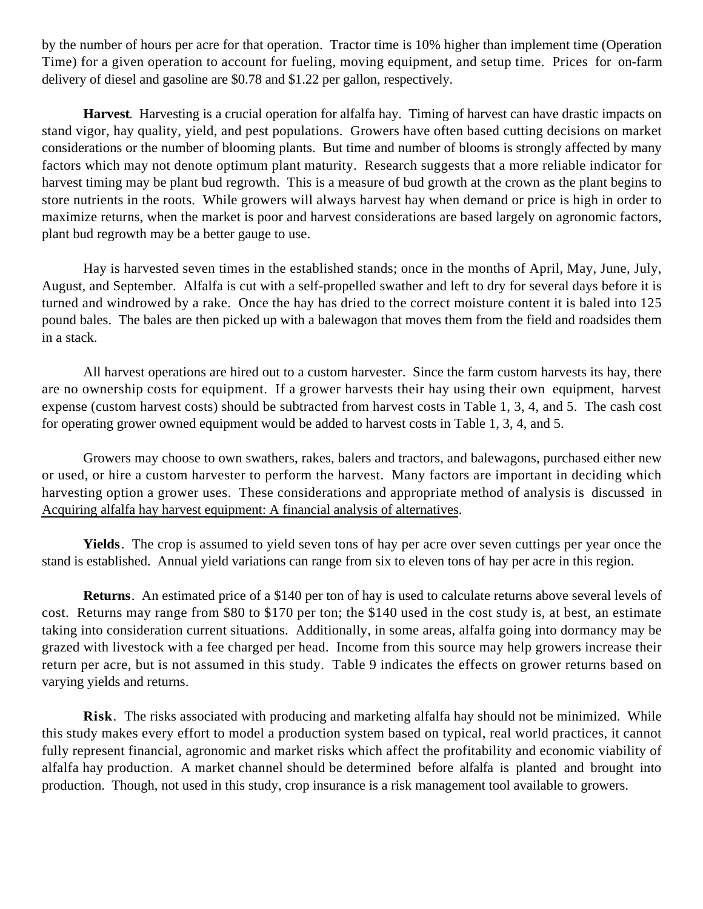by the number of hours per acre for that operation. Tractor time is 10% higher than implement time (Operation Time) for a given operation to account for fueling, moving equipment, and setup time. Prices for on-farm delivery of diesel and gasoline are $0.78 and $1.22 per gallon, respectively.

**Harvest**. Harvesting is a crucial operation for alfalfa hay. Timing of harvest can have drastic impacts on stand vigor, hay quality, yield, and pest populations. Growers have often based cutting decisions on market considerations or the number of blooming plants. But time and number of blooms is strongly affected by many factors which may not denote optimum plant maturity. Research suggests that a more reliable indicator for harvest timing may be plant bud regrowth. This is a measure of bud growth at the crown as the plant begins to store nutrients in the roots. While growers will always harvest hay when demand or price is high in order to maximize returns, when the market is poor and harvest considerations are based largely on agronomic factors, plant bud regrowth may be a better gauge to use.

Hay is harvested seven times in the established stands; once in the months of April, May, June, July, August, and September. Alfalfa is cut with a self-propelled swather and left to dry for several days before it is turned and windrowed by a rake. Once the hay has dried to the correct moisture content it is baled into 125 pound bales. The bales are then picked up with a balewagon that moves them from the field and roadsides them in a stack.

All harvest operations are hired out to a custom harvester. Since the farm custom harvests its hay, there are no ownership costs for equipment. If a grower harvests their hay using their own equipment, harvest expense (custom harvest costs) should be subtracted from harvest costs in Table 1, 3, 4, and 5. The cash cost for operating grower owned equipment would be added to harvest costs in Table 1, 3, 4, and 5.

Growers may choose to own swathers, rakes, balers and tractors, and balewagons, purchased either new or used, or hire a custom harvester to perform the harvest. Many factors are important in deciding which harvesting option a grower uses. These considerations and appropriate method of analysis is discussed in Acquiring alfalfa hay harvest equipment: A financial analysis of alternatives.

**Yields**. The crop is assumed to yield seven tons of hay per acre over seven cuttings per year once the stand is established. Annual yield variations can range from six to eleven tons of hay per acre in this region.

**Returns**. An estimated price of a $140 per ton of hay is used to calculate returns above several levels of cost. Returns may range from $80 to $170 per ton; the $140 used in the cost study is, at best, an estimate taking into consideration current situations. Additionally, in some areas, alfalfa going into dormancy may be grazed with livestock with a fee charged per head. Income from this source may help growers increase their return per acre, but is not assumed in this study. Table 9 indicates the effects on grower returns based on varying yields and returns.

**Risk**. The risks associated with producing and marketing alfalfa hay should not be minimized. While this study makes every effort to model a production system based on typical, real world practices, it cannot fully represent financial, agronomic and market risks which affect the profitability and economic viability of alfalfa hay production. A market channel should be determined before alfalfa is planted and brought into production. Though, not used in this study, crop insurance is a risk management tool available to growers.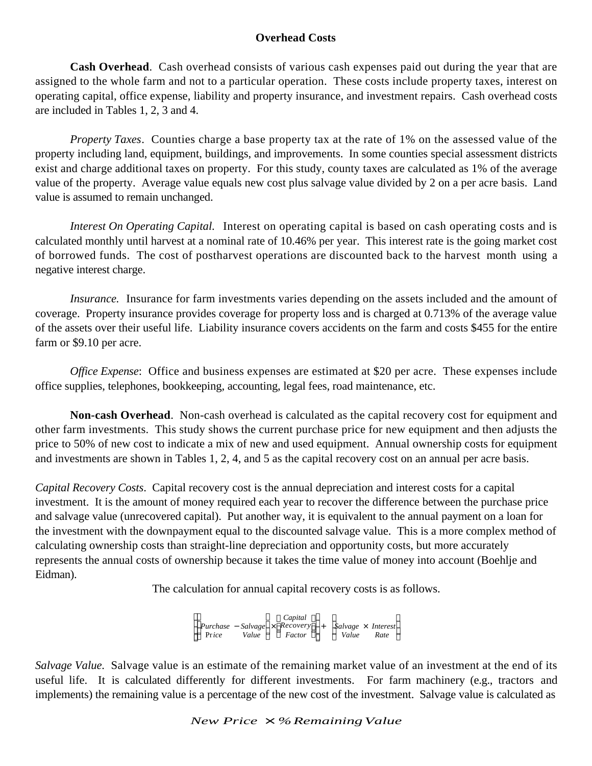## Overhead Costs

**Cash Overhead**. Cash overhead consists of various cash expenses paid out during the year that are assigned to the whole farm and not to a particular operation. These costs include property taxes, interest on operating capital, office expense, liability and property insurance, and investment repairs. Cash overhead costs are included in Tables 1, 2, 3 and 4.

*Property Taxes*. Counties charge a base property tax at the rate of 1% on the assessed value of the property including land, equipment, buildings, and improvements. In some counties special assessment districts exist and charge additional taxes on property. For this study, county taxes are calculated as 1% of the average value of the property. Average value equals new cost plus salvage value divided by 2 on a per acre basis. Land value is assumed to remain unchanged.

*Interest On Operating Capital.* Interest on operating capital is based on cash operating costs and is calculated monthly until harvest at a nominal rate of 10.46% per year. This interest rate is the going market cost of borrowed funds. The cost of postharvest operations are discounted back to the harvest month using a negative interest charge.

*Insurance.* Insurance for farm investments varies depending on the assets included and the amount of coverage. Property insurance provides coverage for property loss and is charged at 0.713% of the average value of the assets over their useful life. Liability insurance covers accidents on the farm and costs $455 for the entire farm or $9.10 per acre.

*Office Expense*: Office and business expenses are estimated at $20 per acre. These expenses include office supplies, telephones, bookkeeping, accounting, legal fees, road maintenance, etc.

**Non-cash Overhead**. Non-cash overhead is calculated as the capital recovery cost for equipment and other farm investments. This study shows the current purchase price for new equipment and then adjusts the price to 50% of new cost to indicate a mix of new and used equipment. Annual ownership costs for equipment and investments are shown in Tables 1, 2, 4, and 5 as the capital recovery cost on an annual per acre basis.

*Capital Recovery Costs*. Capital recovery cost is the annual depreciation and interest costs for a capital investment. It is the amount of money required each year to recover the difference between the purchase price and salvage value (unrecovered capital). Put another way, it is equivalent to the annual payment on a loan for the investment with the downpayment equal to the discounted salvage value. This is a more complex method of calculating ownership costs than straight-line depreciation and opportunity costs, but more accurately represents the annual costs of ownership because it takes the time value of money into account (Boehlje and Eidman).

The calculation for annual capital recovery costs is as follows.

$$\left[\left(\begin{matrix}Purchase\\ \text{Price}\end{matrix} - \begin{matrix}Salvage\\ Value\end{matrix}\right) \times \left(\begin{matrix}Capital\\ Recovery\\ Factor\end{matrix}\right)\right] + \left(\begin{matrix}Salvage\\ Value\end{matrix} \times \begin{matrix}Interest\\ Rate\end{matrix}\right)$$

*Salvage Value.* Salvage value is an estimate of the remaining market value of an investment at the end of its useful life. It is calculated differently for different investments. For farm machinery (e.g., tractors and implements) the remaining value is a percentage of the new cost of the investment. Salvage value is calculated as

$$New\ Price \times \%\ Remaining\ Value$$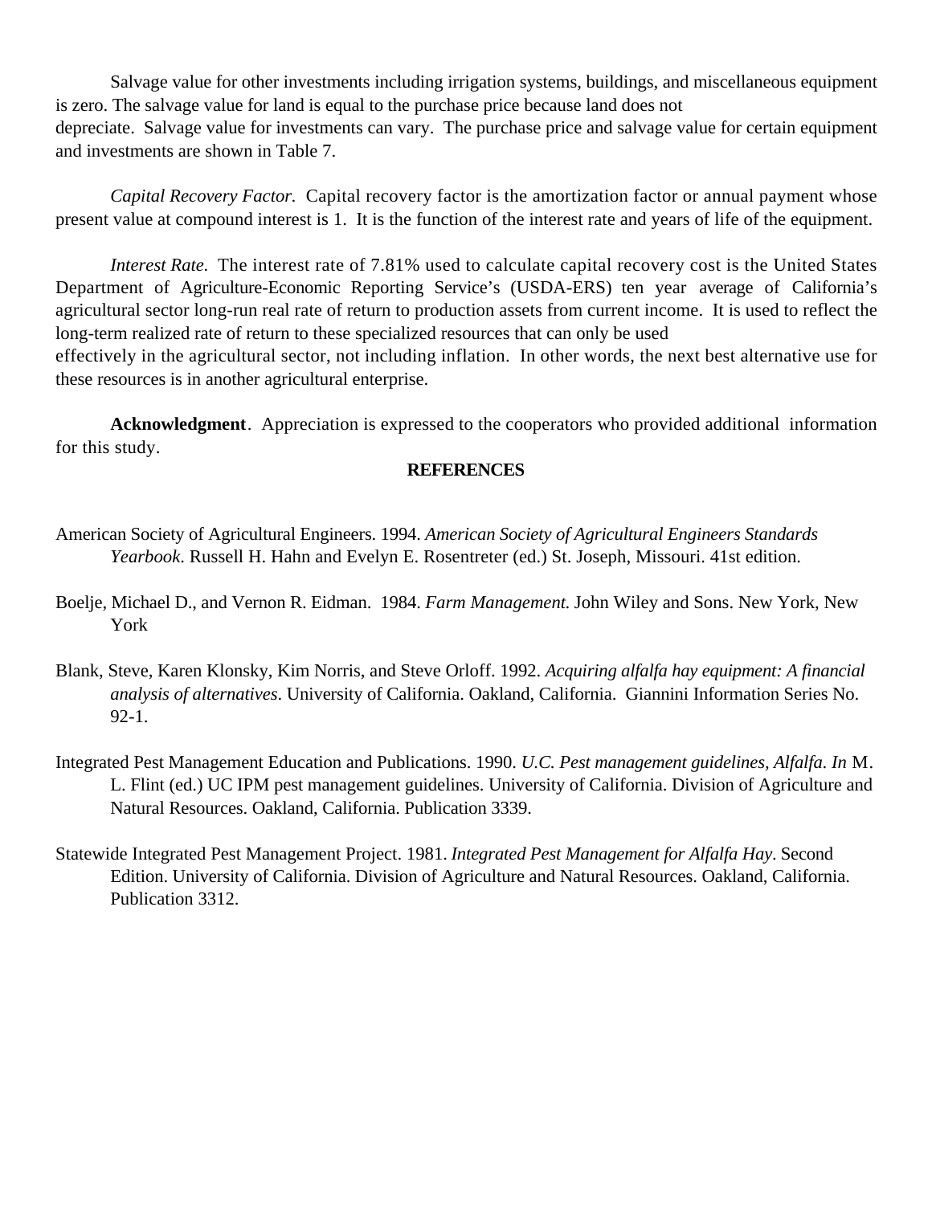Salvage value for other investments including irrigation systems, buildings, and miscellaneous equipment is zero. The salvage value for land is equal to the purchase price because land does not depreciate. Salvage value for investments can vary. The purchase price and salvage value for certain equipment and investments are shown in Table 7.

*Capital Recovery Factor.* Capital recovery factor is the amortization factor or annual payment whose present value at compound interest is 1. It is the function of the interest rate and years of life of the equipment.

*Interest Rate.* The interest rate of 7.81% used to calculate capital recovery cost is the United States Department of Agriculture-Economic Reporting Service's (USDA-ERS) ten year average of California's agricultural sector long-run real rate of return to production assets from current income. It is used to reflect the long-term realized rate of return to these specialized resources that can only be used effectively in the agricultural sector, not including inflation. In other words, the next best alternative use for these resources is in another agricultural enterprise.

**Acknowledgment**. Appreciation is expressed to the cooperators who provided additional information for this study.

## REFERENCES

American Society of Agricultural Engineers. 1994. *American Society of Agricultural Engineers Standards Yearbook.* Russell H. Hahn and Evelyn E. Rosentreter (ed.) St. Joseph, Missouri. 41st edition.

Boelje, Michael D., and Vernon R. Eidman. 1984. *Farm Management.* John Wiley and Sons. New York, New York

Blank, Steve, Karen Klonsky, Kim Norris, and Steve Orloff. 1992. *Acquiring alfalfa hay equipment: A financial analysis of alternatives*. University of California. Oakland, California. Giannini Information Series No. 92-1.

Integrated Pest Management Education and Publications. 1990. *U.C. Pest management guidelines, Alfalfa. In* M. L. Flint (ed.) UC IPM pest management guidelines. University of California. Division of Agriculture and Natural Resources. Oakland, California. Publication 3339.

Statewide Integrated Pest Management Project. 1981. *Integrated Pest Management for Alfalfa Hay*. Second Edition. University of California. Division of Agriculture and Natural Resources. Oakland, California. Publication 3312.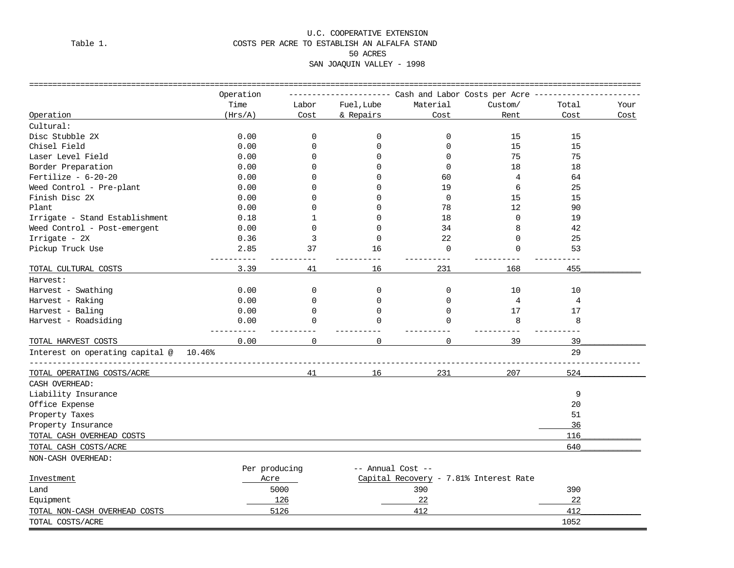U.C. COOPERATIVE EXTENSION

Table 1. COSTS PER ACRE TO ESTABLISH AN ALFALFA STAND

50 ACRES

SAN JOAQUIN VALLEY - 1998

| Operation | Operation Time (Hrs/A) | Labor Cost | Fuel,Lube & Repairs | Material Cost | Custom/ Rent | Total Cost | Your Cost |
|---|---|---|---|---|---|---|---|
| | | Cash and Labor Costs per Acre | | | | | |
| **Cultural:** | | | | | | | |
| Disc Stubble 2X | 0.00 | 0 | 0 | 0 | 15 | 15 | |
| Chisel Field | 0.00 | 0 | 0 | 0 | 15 | 15 | |
| Laser Level Field | 0.00 | 0 | 0 | 0 | 75 | 75 | |
| Border Preparation | 0.00 | 0 | 0 | 0 | 18 | 18 | |
| Fertilize - 6-20-20 | 0.00 | 0 | 0 | 60 | 4 | 64 | |
| Weed Control - Pre-plant | 0.00 | 0 | 0 | 19 | 6 | 25 | |
| Finish Disc 2X | 0.00 | 0 | 0 | 0 | 15 | 15 | |
| Plant | 0.00 | 0 | 0 | 78 | 12 | 90 | |
| Irrigate - Stand Establishment | 0.18 | 1 | 0 | 18 | 0 | 19 | |
| Weed Control - Post-emergent | 0.00 | 0 | 0 | 34 | 8 | 42 | |
| Irrigate - 2X | 0.36 | 3 | 0 | 22 | 0 | 25 | |
| Pickup Truck Use | 2.85 | 37 | 16 | 0 | 0 | 53 | |
| TOTAL CULTURAL COSTS | 3.39 | 41 | 16 | 231 | 168 | 455 | |
| **Harvest:** | | | | | | | |
| Harvest - Swathing | 0.00 | 0 | 0 | 0 | 10 | 10 | |
| Harvest - Raking | 0.00 | 0 | 0 | 0 | 4 | 4 | |
| Harvest - Baling | 0.00 | 0 | 0 | 0 | 17 | 17 | |
| Harvest - Roadsiding | 0.00 | 0 | 0 | 0 | 8 | 8 | |
| TOTAL HARVEST COSTS | 0.00 | 0 | 0 | 0 | 39 | 39 | |
| Interest on operating capital @ 10.46% | | | | | | 29 | |
| TOTAL OPERATING COSTS/ACRE | | 41 | 16 | 231 | 207 | 524 | |
| **CASH OVERHEAD:** | | | | | | | |
| Liability Insurance | | | | | | 9 | |
| Office Expense | | | | | | 20 | |
| Property Taxes | | | | | | 51 | |
| Property Insurance | | | | | | 36 | |
| TOTAL CASH OVERHEAD COSTS | | | | | | 116 | |
| TOTAL CASH COSTS/ACRE | | | | | | 640 | |

NON-CASH OVERHEAD:

| Investment | Per producing Acre | -- Annual Cost -- Capital Recovery - 7.81% Interest Rate | Total |
|---|---|---|---|
| Land | 5000 | 390 | 390 |
| Equipment | 126 | 22 | 22 |
| TOTAL NON-CASH OVERHEAD COSTS | 5126 | 412 | 412 |
| TOTAL COSTS/ACRE | | | 1052 |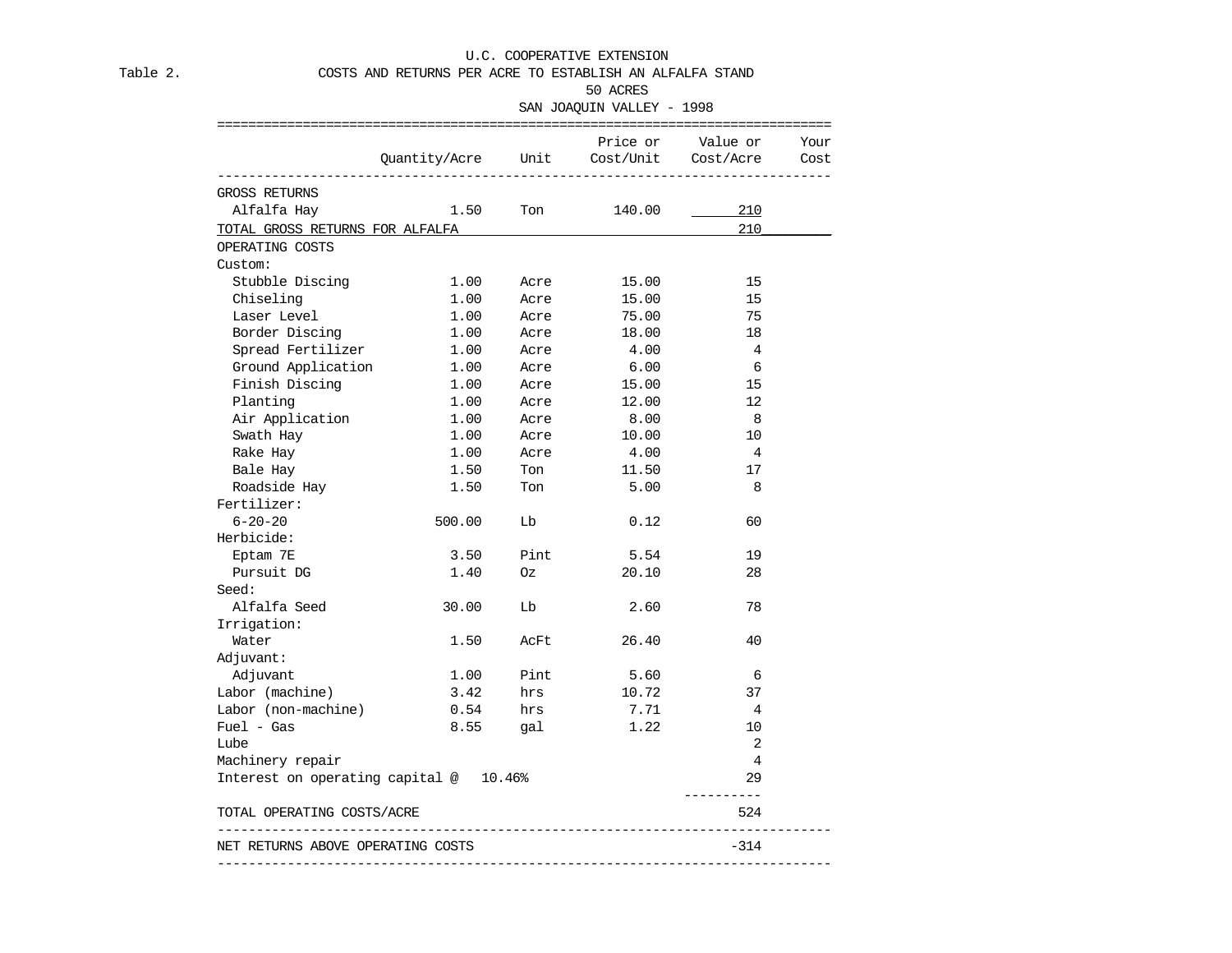U.C. COOPERATIVE EXTENSION

Table 2. COSTS AND RETURNS PER ACRE TO ESTABLISH AN ALFALFA STAND

50 ACRES

SAN JOAQUIN VALLEY - 1998

| | Quantity/Acre | Unit | Price or Cost/Unit | Value or Cost/Acre | Your Cost |
|---|---|---|---|---|---|
| GROSS RETURNS | | | | | |
| Alfalfa Hay | 1.50 | Ton | 140.00 | 210 | |
| TOTAL GROSS RETURNS FOR ALFALFA | | | | 210 | |
| OPERATING COSTS | | | | | |
| Custom: | | | | | |
| Stubble Discing | 1.00 | Acre | 15.00 | 15 | |
| Chiseling | 1.00 | Acre | 15.00 | 15 | |
| Laser Level | 1.00 | Acre | 75.00 | 75 | |
| Border Discing | 1.00 | Acre | 18.00 | 18 | |
| Spread Fertilizer | 1.00 | Acre | 4.00 | 4 | |
| Ground Application | 1.00 | Acre | 6.00 | 6 | |
| Finish Discing | 1.00 | Acre | 15.00 | 15 | |
| Planting | 1.00 | Acre | 12.00 | 12 | |
| Air Application | 1.00 | Acre | 8.00 | 8 | |
| Swath Hay | 1.00 | Acre | 10.00 | 10 | |
| Rake Hay | 1.00 | Acre | 4.00 | 4 | |
| Bale Hay | 1.50 | Ton | 11.50 | 17 | |
| Roadside Hay | 1.50 | Ton | 5.00 | 8 | |
| Fertilizer: | | | | | |
| 6-20-20 | 500.00 | Lb | 0.12 | 60 | |
| Herbicide: | | | | | |
| Eptam 7E | 3.50 | Pint | 5.54 | 19 | |
| Pursuit DG | 1.40 | Oz | 20.10 | 28 | |
| Seed: | | | | | |
| Alfalfa Seed | 30.00 | Lb | 2.60 | 78 | |
| Irrigation: | | | | | |
| Water | 1.50 | AcFt | 26.40 | 40 | |
| Adjuvant: | | | | | |
| Adjuvant | 1.00 | Pint | 5.60 | 6 | |
| Labor (machine) | 3.42 | hrs | 10.72 | 37 | |
| Labor (non-machine) | 0.54 | hrs | 7.71 | 4 | |
| Fuel - Gas | 8.55 | gal | 1.22 | 10 | |
| Lube | | | | 2 | |
| Machinery repair | | | | 4 | |
| Interest on operating capital @ 10.46% | | | | 29 | |
| TOTAL OPERATING COSTS/ACRE | | | | 524 | |
| NET RETURNS ABOVE OPERATING COSTS | | | | -314 | |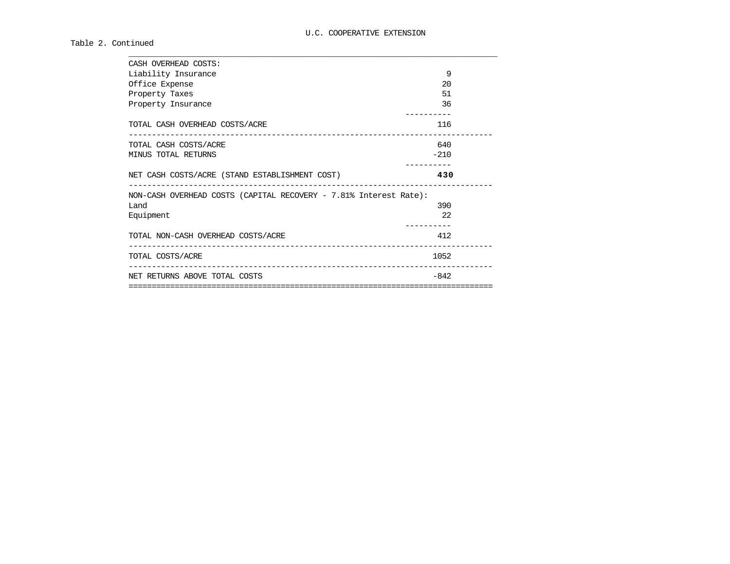U.C. COOPERATIVE EXTENSION

Table 2. Continued

| | |
|---|---|
| CASH OVERHEAD COSTS: | |
| Liability Insurance | 9 |
| Office Expense | 20 |
| Property Taxes | 51 |
| Property Insurance | 36 |
| TOTAL CASH OVERHEAD COSTS/ACRE | 116 |
| TOTAL CASH COSTS/ACRE | 640 |
| MINUS TOTAL RETURNS | -210 |
| NET CASH COSTS/ACRE (STAND ESTABLISHMENT COST) | **430** |
| NON-CASH OVERHEAD COSTS (CAPITAL RECOVERY - 7.81% Interest Rate): | |
| Land | 390 |
| Equipment | 22 |
| TOTAL NON-CASH OVERHEAD COSTS/ACRE | 412 |
| TOTAL COSTS/ACRE | 1052 |
| NET RETURNS ABOVE TOTAL COSTS | -842 |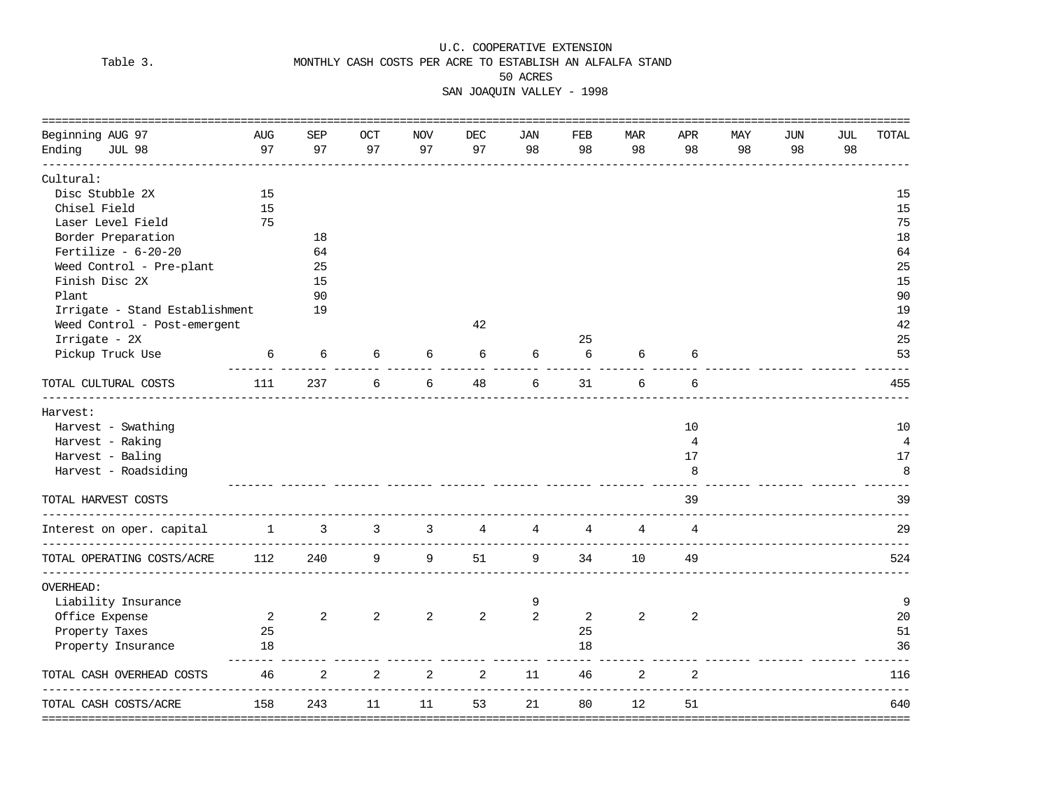U.C. COOPERATIVE EXTENSION

Table 3. MONTHLY CASH COSTS PER ACRE TO ESTABLISH AN ALFALFA STAND

50 ACRES

SAN JOAQUIN VALLEY - 1998

| Beginning AUG 97 / Ending JUL 98 | AUG 97 | SEP 97 | OCT 97 | NOV 97 | DEC 97 | JAN 98 | FEB 98 | MAR 98 | APR 98 | MAY 98 | JUN 98 | JUL 98 | TOTAL |
|---|---|---|---|---|---|---|---|---|---|---|---|---|---|
| Cultural: | | | | | | | | | | | | | |
| Disc Stubble 2X | 15 | | | | | | | | | | | | 15 |
| Chisel Field | 15 | | | | | | | | | | | | 15 |
| Laser Level Field | 75 | | | | | | | | | | | | 75 |
| Border Preparation | | 18 | | | | | | | | | | | 18 |
| Fertilize - 6-20-20 | | 64 | | | | | | | | | | | 64 |
| Weed Control - Pre-plant | | 25 | | | | | | | | | | | 25 |
| Finish Disc 2X | | 15 | | | | | | | | | | | 15 |
| Plant | | 90 | | | | | | | | | | | 90 |
| Irrigate - Stand Establishment | | 19 | | | | | | | | | | | 19 |
| Weed Control - Post-emergent | | | | | 42 | | | | | | | | 42 |
| Irrigate - 2X | | | | | | | 25 | | | | | | 25 |
| Pickup Truck Use | 6 | 6 | 6 | 6 | 6 | 6 | 6 | 6 | 6 | | | | 53 |
| TOTAL CULTURAL COSTS | 111 | 237 | 6 | 6 | 48 | 6 | 31 | 6 | 6 | | | | 455 |
| Harvest: | | | | | | | | | | | | | |
| Harvest - Swathing | | | | | | | | | 10 | | | | 10 |
| Harvest - Raking | | | | | | | | | 4 | | | | 4 |
| Harvest - Baling | | | | | | | | | 17 | | | | 17 |
| Harvest - Roadsiding | | | | | | | | | 8 | | | | 8 |
| TOTAL HARVEST COSTS | | | | | | | | | 39 | | | | 39 |
| Interest on oper. capital | 1 | 3 | 3 | 3 | 4 | 4 | 4 | 4 | 4 | | | | 29 |
| TOTAL OPERATING COSTS/ACRE | 112 | 240 | 9 | 9 | 51 | 9 | 34 | 10 | 49 | | | | 524 |
| OVERHEAD: | | | | | | | | | | | | | |
| Liability Insurance | | | | | | 9 | | | | | | | 9 |
| Office Expense | 2 | 2 | 2 | 2 | 2 | 2 | 2 | 2 | 2 | | | | 20 |
| Property Taxes | 25 | | | | | | 25 | | | | | | 51 |
| Property Insurance | 18 | | | | | | 18 | | | | | | 36 |
| TOTAL CASH OVERHEAD COSTS | 46 | 2 | 2 | 2 | 2 | 11 | 46 | 2 | 2 | | | | 116 |
| TOTAL CASH COSTS/ACRE | 158 | 243 | 11 | 11 | 53 | 21 | 80 | 12 | 51 | | | | 640 |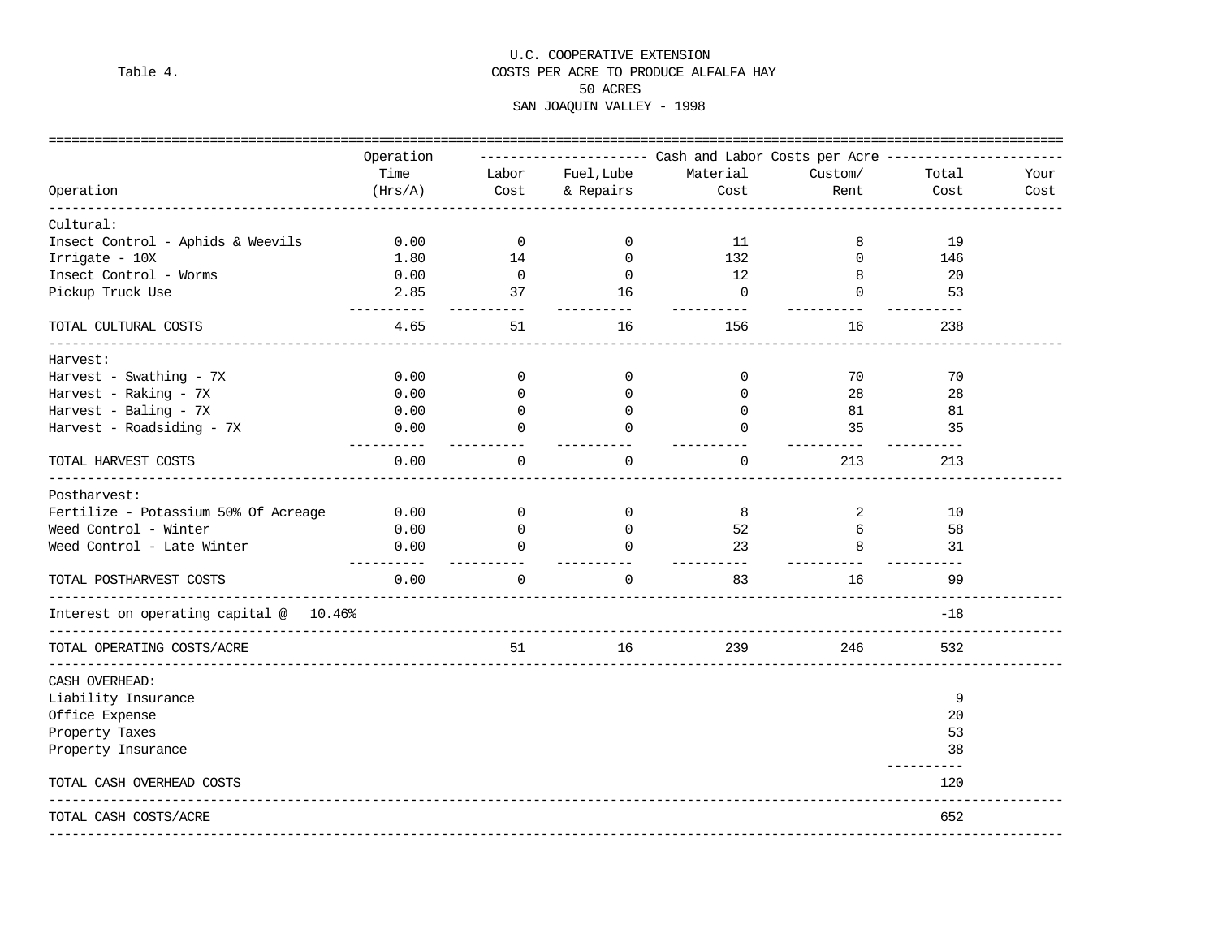U.C. COOPERATIVE EXTENSION

Table 4. COSTS PER ACRE TO PRODUCE ALFALFA HAY

50 ACRES

SAN JOAQUIN VALLEY - 1998

| Operation | Operation Time (Hrs/A) | Cash and Labor Costs per Acre: Labor Cost | Fuel,Lube & Repairs | Material Cost | Custom/ Rent | Total Cost | Your Cost |
|---|---|---|---|---|---|---|---|
| **Cultural:** | | | | | | | |
| Insect Control - Aphids & Weevils | 0.00 | 0 | 0 | 11 | 8 | 19 | |
| Irrigate - 10X | 1.80 | 14 | 0 | 132 | 0 | 146 | |
| Insect Control - Worms | 0.00 | 0 | 0 | 12 | 8 | 20 | |
| Pickup Truck Use | 2.85 | 37 | 16 | 0 | 0 | 53 | |
| TOTAL CULTURAL COSTS | 4.65 | 51 | 16 | 156 | 16 | 238 | |
| **Harvest:** | | | | | | | |
| Harvest - Swathing - 7X | 0.00 | 0 | 0 | 0 | 70 | 70 | |
| Harvest - Raking - 7X | 0.00 | 0 | 0 | 0 | 28 | 28 | |
| Harvest - Baling - 7X | 0.00 | 0 | 0 | 0 | 81 | 81 | |
| Harvest - Roadsiding - 7X | 0.00 | 0 | 0 | 0 | 35 | 35 | |
| TOTAL HARVEST COSTS | 0.00 | 0 | 0 | 0 | 213 | 213 | |
| **Postharvest:** | | | | | | | |
| Fertilize - Potassium 50% Of Acreage | 0.00 | 0 | 0 | 8 | 2 | 10 | |
| Weed Control - Winter | 0.00 | 0 | 0 | 52 | 6 | 58 | |
| Weed Control - Late Winter | 0.00 | 0 | 0 | 23 | 8 | 31 | |
| TOTAL POSTHARVEST COSTS | 0.00 | 0 | 0 | 83 | 16 | 99 | |
| Interest on operating capital @ 10.46% | | | | | | -18 | |
| TOTAL OPERATING COSTS/ACRE | | 51 | 16 | 239 | 246 | 532 | |
| **CASH OVERHEAD:** | | | | | | | |
| Liability Insurance | | | | | | 9 | |
| Office Expense | | | | | | 20 | |
| Property Taxes | | | | | | 53 | |
| Property Insurance | | | | | | 38 | |
| TOTAL CASH OVERHEAD COSTS | | | | | | 120 | |
| TOTAL CASH COSTS/ACRE | | | | | | 652 | |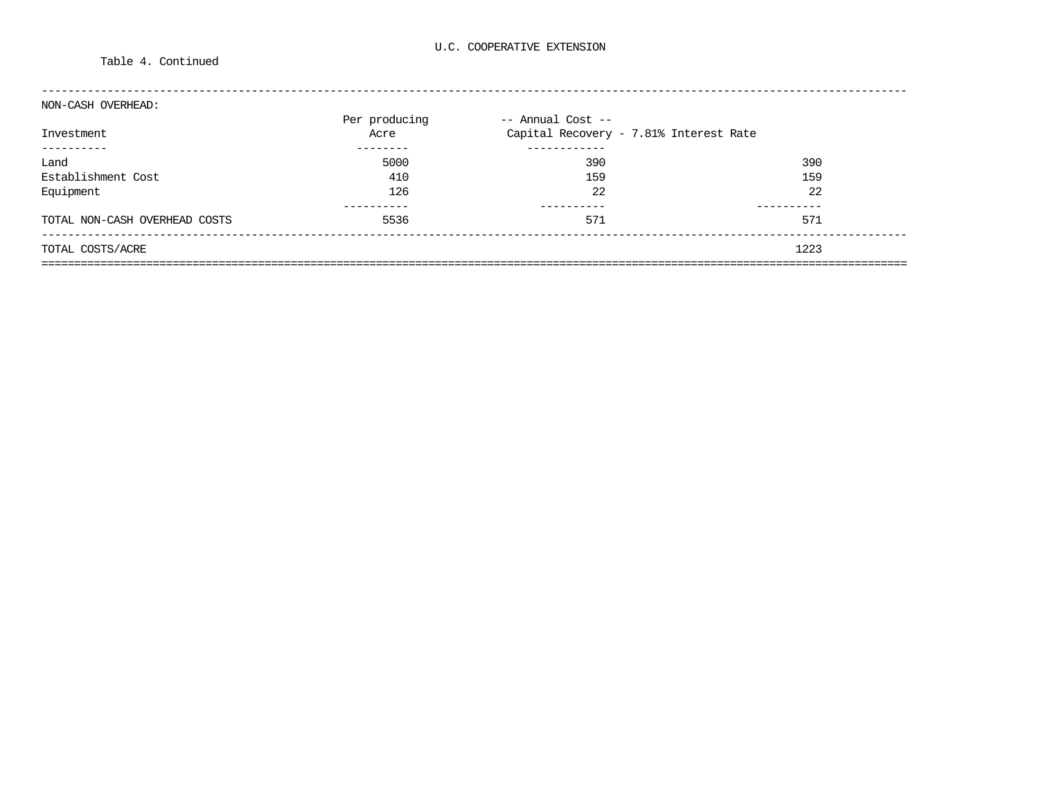U.C. COOPERATIVE EXTENSION

Table 4. Continued

NON-CASH OVERHEAD:

| Investment | Per producing Acre | -- Annual Cost -- Capital Recovery - 7.81% Interest Rate | |
|---|---|---|---|
| Land | 5000 | 390 | 390 |
| Establishment Cost | 410 | 159 | 159 |
| Equipment | 126 | 22 | 22 |
| TOTAL NON-CASH OVERHEAD COSTS | 5536 | 571 | 571 |
| TOTAL COSTS/ACRE | | | 1223 |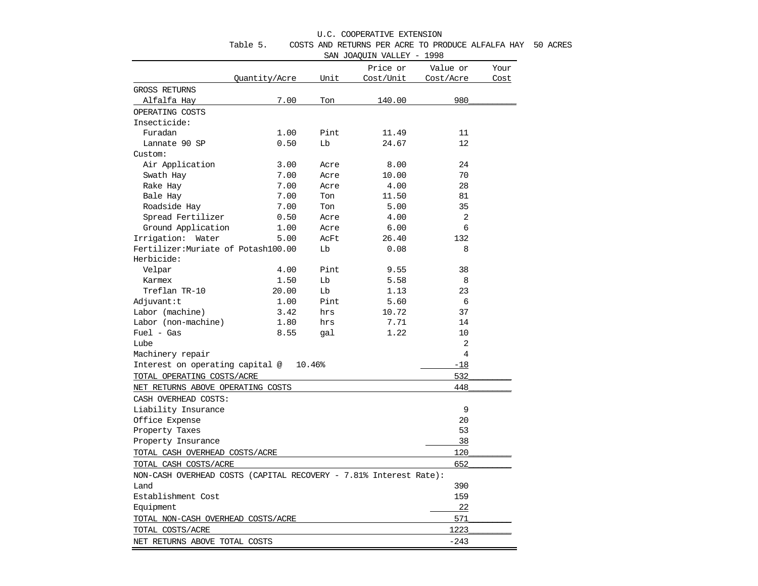U.C. COOPERATIVE EXTENSION

Table 5. COSTS AND RETURNS PER ACRE TO PRODUCE ALFALFA HAY 50 ACRES

SAN JOAQUIN VALLEY - 1998

| | Quantity/Acre | Unit | Price or Cost/Unit | Value or Cost/Acre | Your Cost |
|---|---|---|---|---|---|
| GROSS RETURNS | | | | | |
| Alfalfa Hay | 7.00 | Ton | 140.00 | 980 | |
| OPERATING COSTS | | | | | |
| Insecticide: | | | | | |
| Furadan | 1.00 | Pint | 11.49 | 11 | |
| Lannate 90 SP | 0.50 | Lb | 24.67 | 12 | |
| Custom: | | | | | |
| Air Application | 3.00 | Acre | 8.00 | 24 | |
| Swath Hay | 7.00 | Acre | 10.00 | 70 | |
| Rake Hay | 7.00 | Acre | 4.00 | 28 | |
| Bale Hay | 7.00 | Ton | 11.50 | 81 | |
| Roadside Hay | 7.00 | Ton | 5.00 | 35 | |
| Spread Fertilizer | 0.50 | Acre | 4.00 | 2 | |
| Ground Application | 1.00 | Acre | 6.00 | 6 | |
| Irrigation: Water | 5.00 | AcFt | 26.40 | 132 | |
| Fertilizer:Muriate of Potash | 100.00 | Lb | 0.08 | 8 | |
| Herbicide: | | | | | |
| Velpar | 4.00 | Pint | 9.55 | 38 | |
| Karmex | 1.50 | Lb | 5.58 | 8 | |
| Treflan TR-10 | 20.00 | Lb | 1.13 | 23 | |
| Adjuvant:t | 1.00 | Pint | 5.60 | 6 | |
| Labor (machine) | 3.42 | hrs | 10.72 | 37 | |
| Labor (non-machine) | 1.80 | hrs | 7.71 | 14 | |
| Fuel - Gas | 8.55 | gal | 1.22 | 10 | |
| Lube | | | | 2 | |
| Machinery repair | | | | 4 | |
| Interest on operating capital @ 10.46% | | | | -18 | |
| TOTAL OPERATING COSTS/ACRE | | | | 532 | |
| NET RETURNS ABOVE OPERATING COSTS | | | | 448 | |
| CASH OVERHEAD COSTS: | | | | | |
| Liability Insurance | | | | 9 | |
| Office Expense | | | | 20 | |
| Property Taxes | | | | 53 | |
| Property Insurance | | | | 38 | |
| TOTAL CASH OVERHEAD COSTS/ACRE | | | | 120 | |
| TOTAL CASH COSTS/ACRE | | | | 652 | |
| NON-CASH OVERHEAD COSTS (CAPITAL RECOVERY - 7.81% Interest Rate): | | | | | |
| Land | | | | 390 | |
| Establishment Cost | | | | 159 | |
| Equipment | | | | 22 | |
| TOTAL NON-CASH OVERHEAD COSTS/ACRE | | | | 571 | |
| TOTAL COSTS/ACRE | | | | 1223 | |
| NET RETURNS ABOVE TOTAL COSTS | | | | -243 | |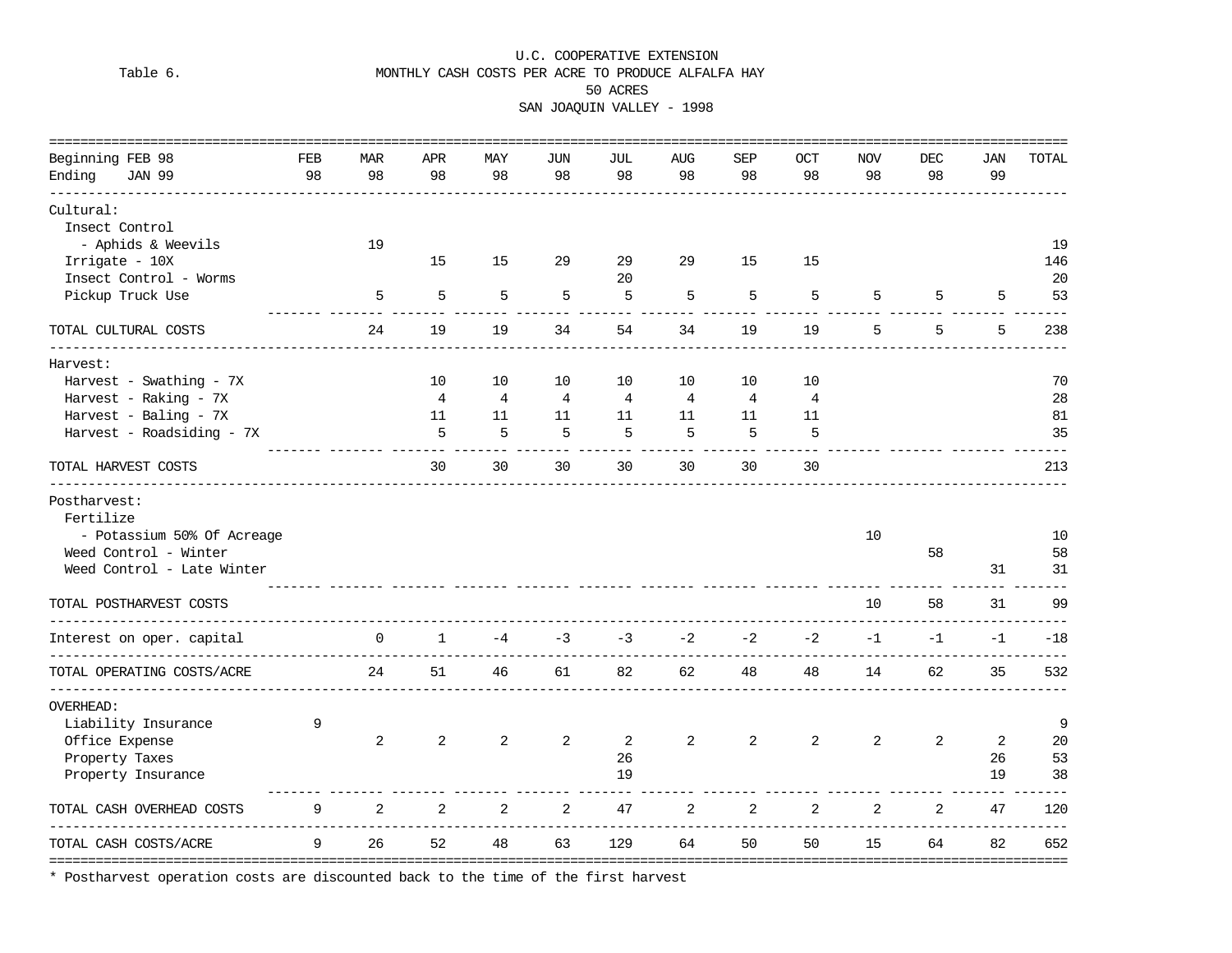U.C. COOPERATIVE EXTENSION

Table 6. MONTHLY CASH COSTS PER ACRE TO PRODUCE ALFALFA HAY
50 ACRES
SAN JOAQUIN VALLEY - 1998

| Beginning FEB 98<br>Ending JAN 99 | FEB 98 | MAR 98 | APR 98 | MAY 98 | JUN 98 | JUL 98 | AUG 98 | SEP 98 | OCT 98 | NOV 98 | DEC 98 | JAN 99 | TOTAL |
|---|---|---|---|---|---|---|---|---|---|---|---|---|---|
| Cultural: | | | | | | | | | | | | | |
| Insect Control | | | | | | | | | | | | | |
| - Aphids & Weevils | | 19 | | | | | | | | | | | 19 |
| Irrigate - 10X | | | 15 | 15 | 29 | 29 | 29 | 15 | 15 | | | | 146 |
| Insect Control - Worms | | | | | | 20 | | | | | | | 20 |
| Pickup Truck Use | | 5 | 5 | 5 | 5 | 5 | 5 | 5 | 5 | 5 | 5 | 5 | 53 |
| TOTAL CULTURAL COSTS | | 24 | 19 | 19 | 34 | 54 | 34 | 19 | 19 | 5 | 5 | 5 | 238 |
| Harvest: | | | | | | | | | | | | | |
| Harvest - Swathing - 7X | | | 10 | 10 | 10 | 10 | 10 | 10 | 10 | | | | 70 |
| Harvest - Raking - 7X | | | 4 | 4 | 4 | 4 | 4 | 4 | 4 | | | | 28 |
| Harvest - Baling - 7X | | | 11 | 11 | 11 | 11 | 11 | 11 | 11 | | | | 81 |
| Harvest - Roadsiding - 7X | | | 5 | 5 | 5 | 5 | 5 | 5 | 5 | | | | 35 |
| TOTAL HARVEST COSTS | | | 30 | 30 | 30 | 30 | 30 | 30 | 30 | | | | 213 |
| Postharvest: | | | | | | | | | | | | | |
| Fertilize | | | | | | | | | | | | | |
| - Potassium 50% Of Acreage | | | | | | | | | | 10 | | | 10 |
| Weed Control - Winter | | | | | | | | | | | 58 | | 58 |
| Weed Control - Late Winter | | | | | | | | | | | | 31 | 31 |
| TOTAL POSTHARVEST COSTS | | | | | | | | | | 10 | 58 | 31 | 99 |
| Interest on oper. capital | | 0 | 1 | -4 | -3 | -3 | -2 | -2 | -2 | -1 | -1 | -1 | -18 |
| TOTAL OPERATING COSTS/ACRE | | 24 | 51 | 46 | 61 | 82 | 62 | 48 | 48 | 14 | 62 | 35 | 532 |
| OVERHEAD: | | | | | | | | | | | | | |
| Liability Insurance | 9 | | | | | | | | | | | | 9 |
| Office Expense | | 2 | 2 | 2 | 2 | 2 | 2 | 2 | 2 | 2 | 2 | 2 | 20 |
| Property Taxes | | | | | | 26 | | | | | | 26 | 53 |
| Property Insurance | | | | | | 19 | | | | | | 19 | 38 |
| TOTAL CASH OVERHEAD COSTS | 9 | 2 | 2 | 2 | 2 | 47 | 2 | 2 | 2 | 2 | 2 | 47 | 120 |
| TOTAL CASH COSTS/ACRE | 9 | 26 | 52 | 48 | 63 | 129 | 64 | 50 | 50 | 15 | 64 | 82 | 652 |

* Postharvest operation costs are discounted back to the time of the first harvest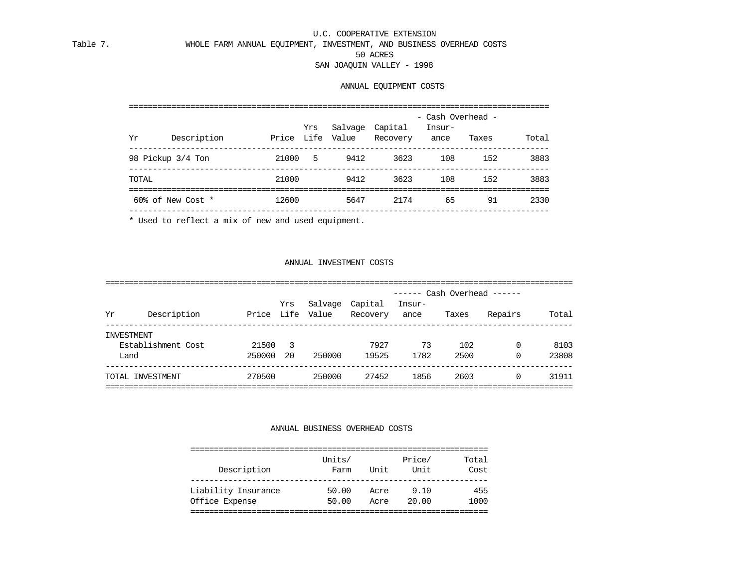U.C. COOPERATIVE EXTENSION

Table 7. WHOLE FARM ANNUAL EQUIPMENT, INVESTMENT, AND BUSINESS OVERHEAD COSTS

50 ACRES

SAN JOAQUIN VALLEY - 1998

## ANNUAL EQUIPMENT COSTS

| Yr | Description | Price | Yrs Life | Salvage Value | Capital Recovery | - Cash Overhead - Insur-ance | Taxes | Total |
|---|---|---|---|---|---|---|---|---|
| 98 | Pickup 3/4 Ton | 21000 | 5 | 9412 | 3623 | 108 | 152 | 3883 |
| | TOTAL | 21000 | | 9412 | 3623 | 108 | 152 | 3883 |
| | 60% of New Cost * | 12600 | | 5647 | 2174 | 65 | 91 | 2330 |

* Used to reflect a mix of new and used equipment.

## ANNUAL INVESTMENT COSTS

| Yr | Description | Price | Yrs Life | Salvage Value | Capital Recovery | ------ Cash Overhead ------ Insur-ance | Taxes | Repairs | Total |
|---|---|---|---|---|---|---|---|---|---|
| | INVESTMENT | | | | | | | | |
| | Establishment Cost | 21500 | 3 | | 7927 | 73 | 102 | 0 | 8103 |
| | Land | 250000 | 20 | 250000 | 19525 | 1782 | 2500 | 0 | 23808 |
| | TOTAL INVESTMENT | 270500 | | 250000 | 27452 | 1856 | 2603 | 0 | 31911 |

## ANNUAL BUSINESS OVERHEAD COSTS

| Description | Units/ Farm | Unit | Price/ Unit | Total Cost |
|---|---|---|---|---|
| Liability Insurance | 50.00 | Acre | 9.10 | 455 |
| Office Expense | 50.00 | Acre | 20.00 | 1000 |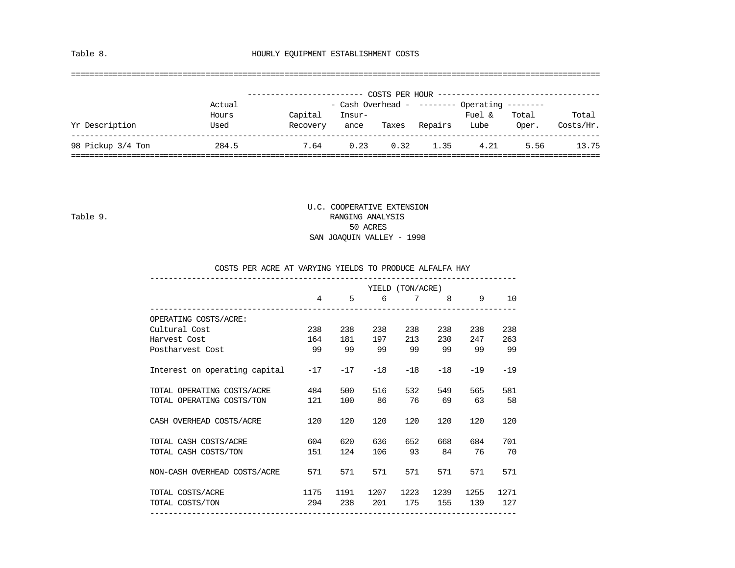Table 8. HOURLY EQUIPMENT ESTABLISHMENT COSTS

| Yr Description | Actual Hours Used | Capital Recovery | Cash Overhead: Insurance | Cash Overhead: Taxes | Operating: Repairs | Operating: Fuel & Lube | Operating: Total Oper. | Total Costs/Hr. |
|---|---|---|---|---|---|---|---|---|
| 98 Pickup 3/4 Ton | 284.5 | 7.64 | 0.23 | 0.32 | 1.35 | 4.21 | 5.56 | 13.75 |

Table 9.

U.C. COOPERATIVE EXTENSION
RANGING ANALYSIS
50 ACRES
SAN JOAQUIN VALLEY - 1998

COSTS PER ACRE AT VARYING YIELDS TO PRODUCE ALFALFA HAY

| | YIELD (TON/ACRE) 4 | 5 | 6 | 7 | 8 | 9 | 10 |
|---|---|---|---|---|---|---|---|
| OPERATING COSTS/ACRE: | | | | | | | |
| Cultural Cost | 238 | 238 | 238 | 238 | 238 | 238 | 238 |
| Harvest Cost | 164 | 181 | 197 | 213 | 230 | 247 | 263 |
| Postharvest Cost | 99 | 99 | 99 | 99 | 99 | 99 | 99 |
| Interest on operating capital | -17 | -17 | -18 | -18 | -18 | -19 | -19 |
| TOTAL OPERATING COSTS/ACRE | 484 | 500 | 516 | 532 | 549 | 565 | 581 |
| TOTAL OPERATING COSTS/TON | 121 | 100 | 86 | 76 | 69 | 63 | 58 |
| CASH OVERHEAD COSTS/ACRE | 120 | 120 | 120 | 120 | 120 | 120 | 120 |
| TOTAL CASH COSTS/ACRE | 604 | 620 | 636 | 652 | 668 | 684 | 701 |
| TOTAL CASH COSTS/TON | 151 | 124 | 106 | 93 | 84 | 76 | 70 |
| NON-CASH OVERHEAD COSTS/ACRE | 571 | 571 | 571 | 571 | 571 | 571 | 571 |
| TOTAL COSTS/ACRE | 1175 | 1191 | 1207 | 1223 | 1239 | 1255 | 1271 |
| TOTAL COSTS/TON | 294 | 238 | 201 | 175 | 155 | 139 | 127 |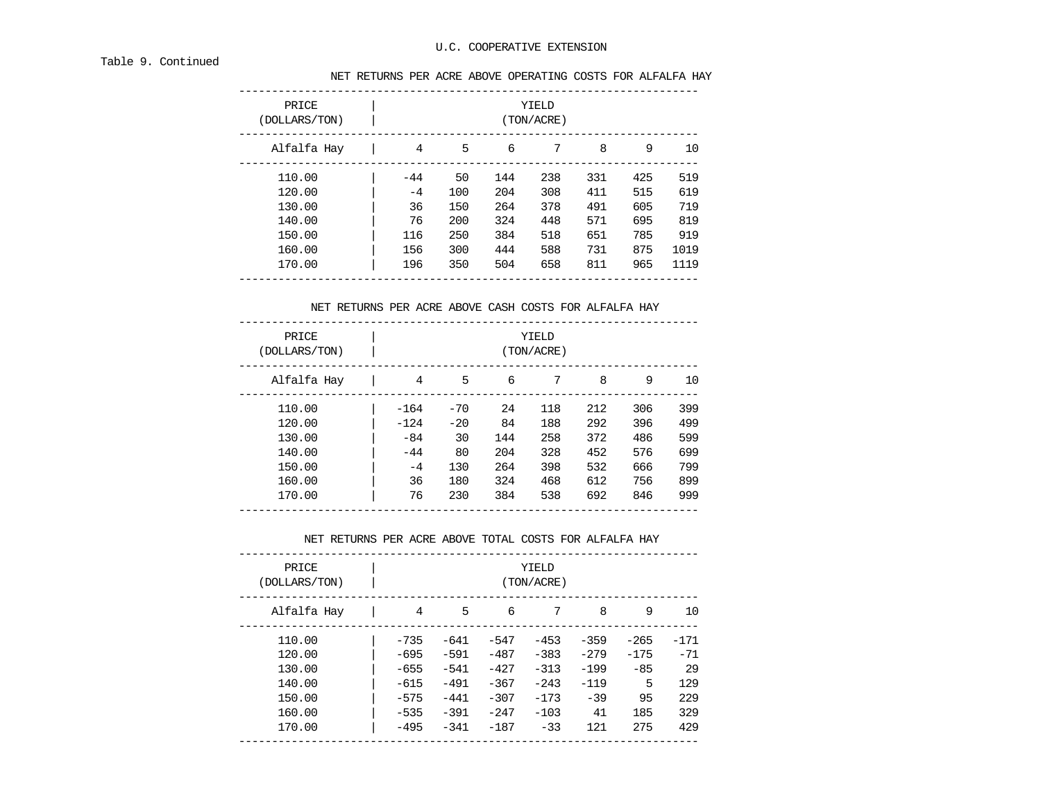U.C. COOPERATIVE EXTENSION

Table 9. Continued

NET RETURNS PER ACRE ABOVE OPERATING COSTS FOR ALFALFA HAY

| PRICE (DOLLARS/TON) | YIELD (TON/ACRE) | | | | | | |
|---|---|---|---|---|---|---|---|
| Alfalfa Hay | 4 | 5 | 6 | 7 | 8 | 9 | 10 |
| 110.00 | -44 | 50 | 144 | 238 | 331 | 425 | 519 |
| 120.00 | -4 | 100 | 204 | 308 | 411 | 515 | 619 |
| 130.00 | 36 | 150 | 264 | 378 | 491 | 605 | 719 |
| 140.00 | 76 | 200 | 324 | 448 | 571 | 695 | 819 |
| 150.00 | 116 | 250 | 384 | 518 | 651 | 785 | 919 |
| 160.00 | 156 | 300 | 444 | 588 | 731 | 875 | 1019 |
| 170.00 | 196 | 350 | 504 | 658 | 811 | 965 | 1119 |

NET RETURNS PER ACRE ABOVE CASH COSTS FOR ALFALFA HAY

| PRICE (DOLLARS/TON) | YIELD (TON/ACRE) | | | | | | |
|---|---|---|---|---|---|---|---|
| Alfalfa Hay | 4 | 5 | 6 | 7 | 8 | 9 | 10 |
| 110.00 | -164 | -70 | 24 | 118 | 212 | 306 | 399 |
| 120.00 | -124 | -20 | 84 | 188 | 292 | 396 | 499 |
| 130.00 | -84 | 30 | 144 | 258 | 372 | 486 | 599 |
| 140.00 | -44 | 80 | 204 | 328 | 452 | 576 | 699 |
| 150.00 | -4 | 130 | 264 | 398 | 532 | 666 | 799 |
| 160.00 | 36 | 180 | 324 | 468 | 612 | 756 | 899 |
| 170.00 | 76 | 230 | 384 | 538 | 692 | 846 | 999 |

NET RETURNS PER ACRE ABOVE TOTAL COSTS FOR ALFALFA HAY

| PRICE (DOLLARS/TON) | YIELD (TON/ACRE) | | | | | | |
|---|---|---|---|---|---|---|---|
| Alfalfa Hay | 4 | 5 | 6 | 7 | 8 | 9 | 10 |
| 110.00 | -735 | -641 | -547 | -453 | -359 | -265 | -171 |
| 120.00 | -695 | -591 | -487 | -383 | -279 | -175 | -71 |
| 130.00 | -655 | -541 | -427 | -313 | -199 | -85 | 29 |
| 140.00 | -615 | -491 | -367 | -243 | -119 | 5 | 129 |
| 150.00 | -575 | -441 | -307 | -173 | -39 | 95 | 229 |
| 160.00 | -535 | -391 | -247 | -103 | 41 | 185 | 329 |
| 170.00 | -495 | -341 | -187 | -33 | 121 | 275 | 429 |